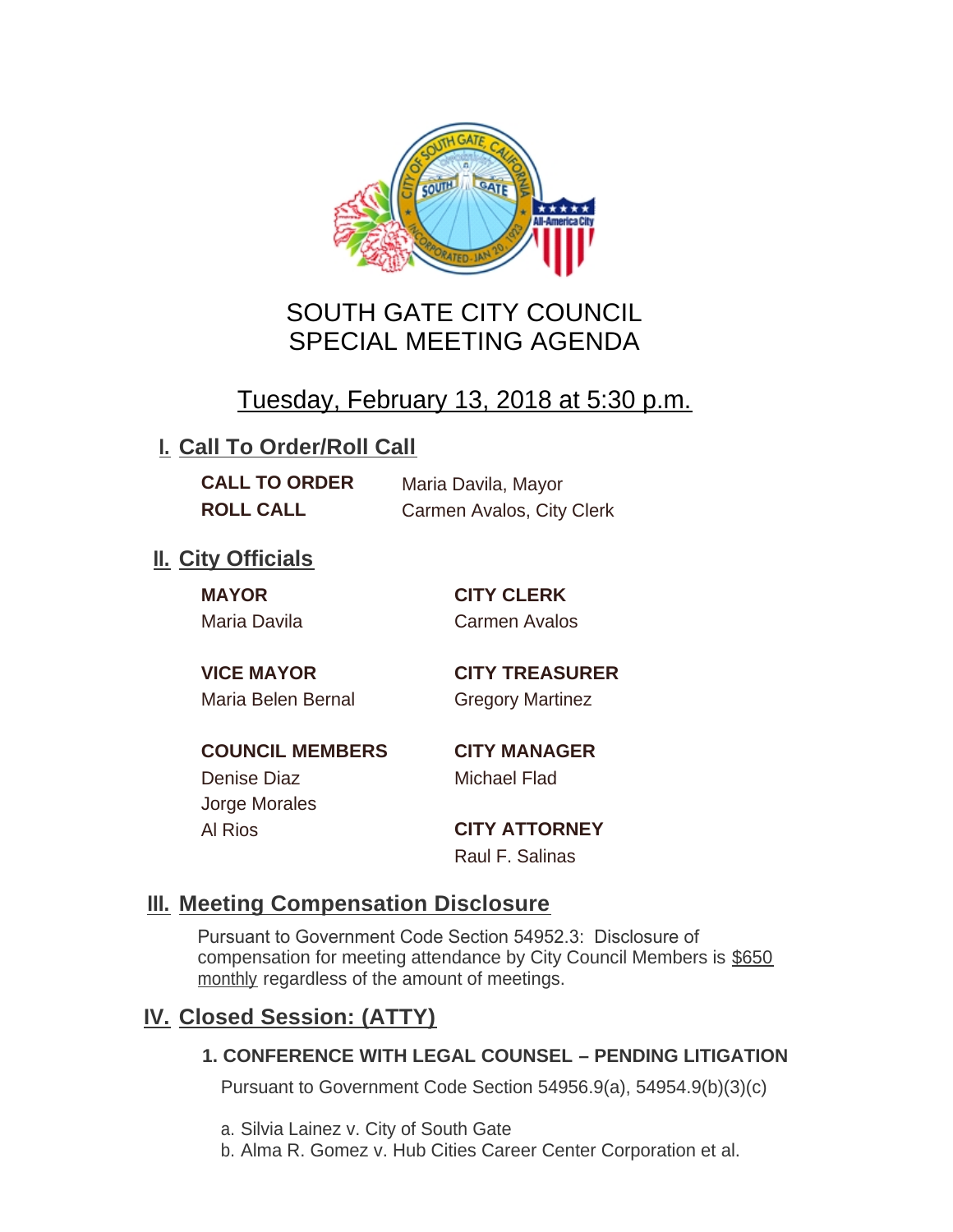# SOUTH GATE CITY COUNCIL
# SPECIAL MEETING AGENDA

## Tuesday, February 13, 2018 at 5:30 p.m.

## I. Call To Order/Roll Call

**CALL TO ORDER** Maria Davila, Mayor
**ROLL CALL** Carmen Avalos, City Clerk

## II. City Officials

**MAYOR**
Maria Davila

**VICE MAYOR**
Maria Belen Bernal

**COUNCIL MEMBERS**
Denise Diaz
Jorge Morales
Al Rios

**CITY CLERK**
Carmen Avalos

**CITY TREASURER**
Gregory Martinez

**CITY MANAGER**
Michael Flad

**CITY ATTORNEY**
Raul F. Salinas

## III. Meeting Compensation Disclosure

Pursuant to Government Code Section 54952.3: Disclosure of compensation for meeting attendance by City Council Members is $650 monthly regardless of the amount of meetings.

## IV. Closed Session: (ATTY)

### 1. CONFERENCE WITH LEGAL COUNSEL – PENDING LITIGATION

Pursuant to Government Code Section 54956.9(a), 54954.9(b)(3)(c)

a. Silvia Lainez v. City of South Gate
b. Alma R. Gomez v. Hub Cities Career Center Corporation et al.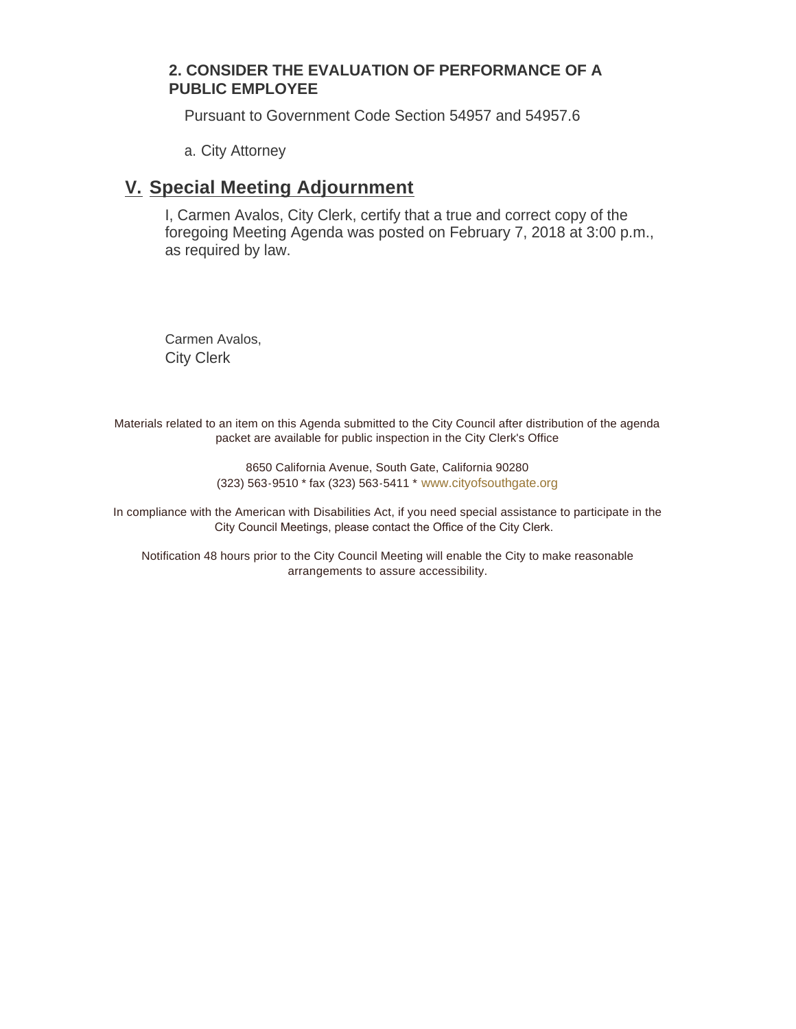**2. CONSIDER THE EVALUATION OF PERFORMANCE OF A PUBLIC EMPLOYEE**

Pursuant to Government Code Section 54957 and 54957.6

a. City Attorney

## V. Special Meeting Adjournment

I, Carmen Avalos, City Clerk, certify that a true and correct copy of the foregoing Meeting Agenda was posted on February 7, 2018 at 3:00 p.m., as required by law.

Carmen Avalos,
City Clerk

Materials related to an item on this Agenda submitted to the City Council after distribution of the agenda packet are available for public inspection in the City Clerk's Office

8650 California Avenue, South Gate, California 90280
(323) 563-9510 * fax (323) 563-5411 * www.cityofsouthgate.org

In compliance with the American with Disabilities Act, if you need special assistance to participate in the City Council Meetings, please contact the Office of the City Clerk.

Notification 48 hours prior to the City Council Meeting will enable the City to make reasonable arrangements to assure accessibility.